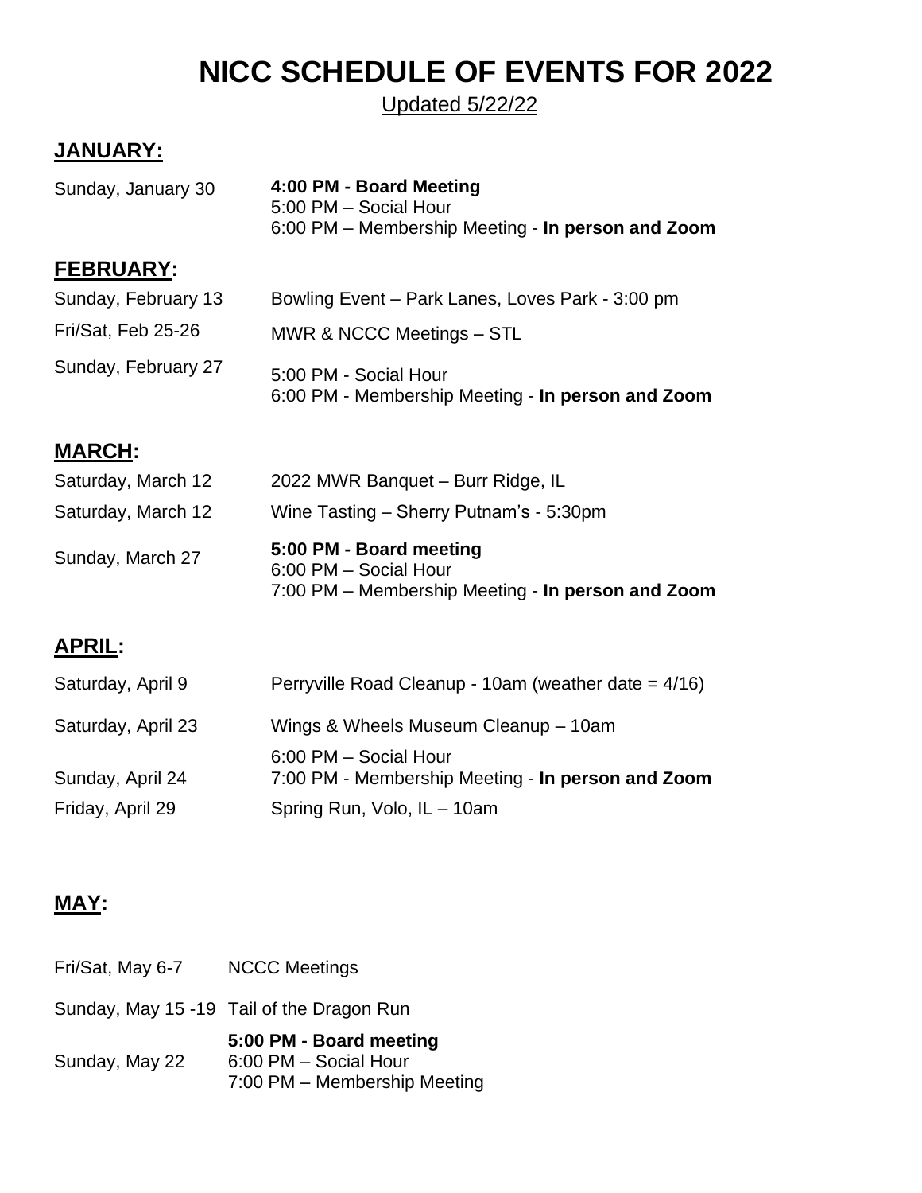# NICC SCHEDULE OF EVENTS FOR 2022

Updated 5/22/22

## JANUARY:

| | |
|---|---|
| Sunday, January 30 | **4:00 PM - Board Meeting**<br>5:00 PM – Social Hour<br>6:00 PM – Membership Meeting - **In person and Zoom** |

## FEBRUARY:

| | |
|---|---|
| Sunday, February 13 | Bowling Event – Park Lanes, Loves Park - 3:00 pm |
| Fri/Sat, Feb 25-26 | MWR & NCCC Meetings – STL |
| Sunday, February 27 | 5:00 PM - Social Hour<br>6:00 PM - Membership Meeting - **In person and Zoom** |

## MARCH:

| | |
|---|---|
| Saturday, March 12 | 2022 MWR Banquet – Burr Ridge, IL |
| Saturday, March 12 | Wine Tasting – Sherry Putnam's - 5:30pm |
| Sunday, March 27 | **5:00 PM - Board meeting**<br>6:00 PM – Social Hour<br>7:00 PM – Membership Meeting - **In person and Zoom** |

## APRIL:

| | |
|---|---|
| Saturday, April 9 | Perryville Road Cleanup - 10am (weather date = 4/16) |
| Saturday, April 23 | Wings & Wheels Museum Cleanup – 10am |
| Sunday, April 24 | 6:00 PM – Social Hour<br>7:00 PM - Membership Meeting - **In person and Zoom** |
| Friday, April 29 | Spring Run, Volo, IL – 10am |

## MAY:

| | |
|---|---|
| Fri/Sat, May 6-7 | NCCC Meetings |
| Sunday, May 15 -19 | Tail of the Dragon Run |
| Sunday, May 22 | **5:00 PM - Board meeting**<br>6:00 PM – Social Hour<br>7:00 PM – Membership Meeting |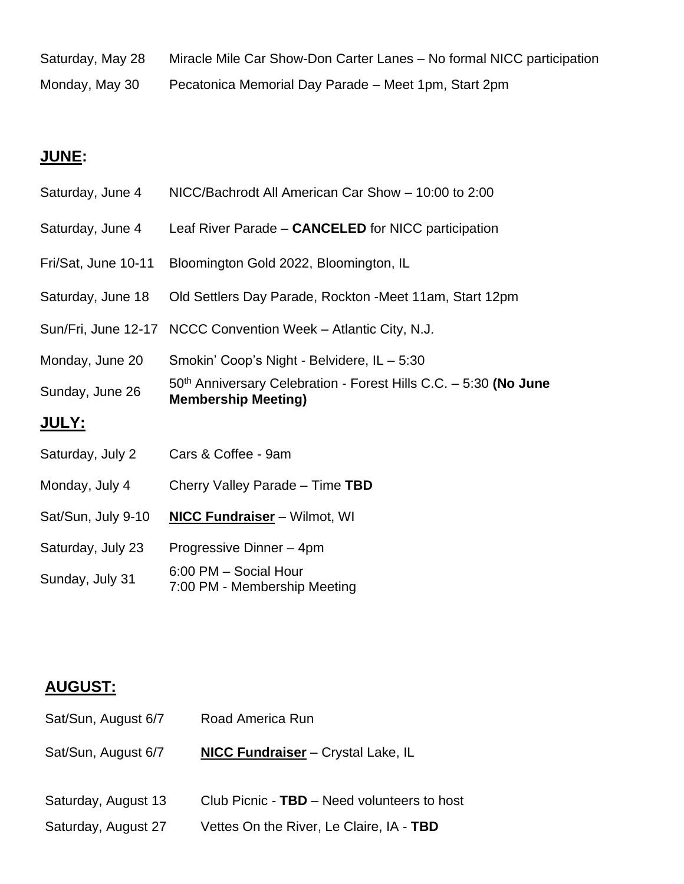| | |
|---|---|
| Saturday, May 28 | Miracle Mile Car Show-Don Carter Lanes – No formal NICC participation |
| Monday, May 30 | Pecatonica Memorial Day Parade – Meet 1pm, Start 2pm |

## **JUNE:**

| | |
|---|---|
| Saturday, June 4 | NICC/Bachrodt All American Car Show – 10:00 to 2:00 |
| Saturday, June 4 | Leaf River Parade – **CANCELED** for NICC participation |
| Fri/Sat, June 10-11 | Bloomington Gold 2022, Bloomington, IL |
| Saturday, June 18 | Old Settlers Day Parade, Rockton -Meet 11am, Start 12pm |
| Sun/Fri, June 12-17 | NCCC Convention Week – Atlantic City, N.J. |
| Monday, June 20 | Smokin' Coop's Night - Belvidere, IL – 5:30 |
| Sunday, June 26 | 50th Anniversary Celebration - Forest Hills C.C. – 5:30 **(No June Membership Meeting)** |

## **JULY:**

| | |
|---|---|
| Saturday, July 2 | Cars & Coffee - 9am |
| Monday, July 4 | Cherry Valley Parade – Time **TBD** |
| Sat/Sun, July 9-10 | **NICC Fundraiser** – Wilmot, WI |
| Saturday, July 23 | Progressive Dinner – 4pm |
| Sunday, July 31 | 6:00 PM – Social Hour<br>7:00 PM - Membership Meeting |

## **AUGUST:**

| | |
|---|---|
| Sat/Sun, August 6/7 | Road America Run |
| Sat/Sun, August 6/7 | **NICC Fundraiser** – Crystal Lake, IL |
| Saturday, August 13 | Club Picnic - **TBD** – Need volunteers to host |
| Saturday, August 27 | Vettes On the River, Le Claire, IA - **TBD** |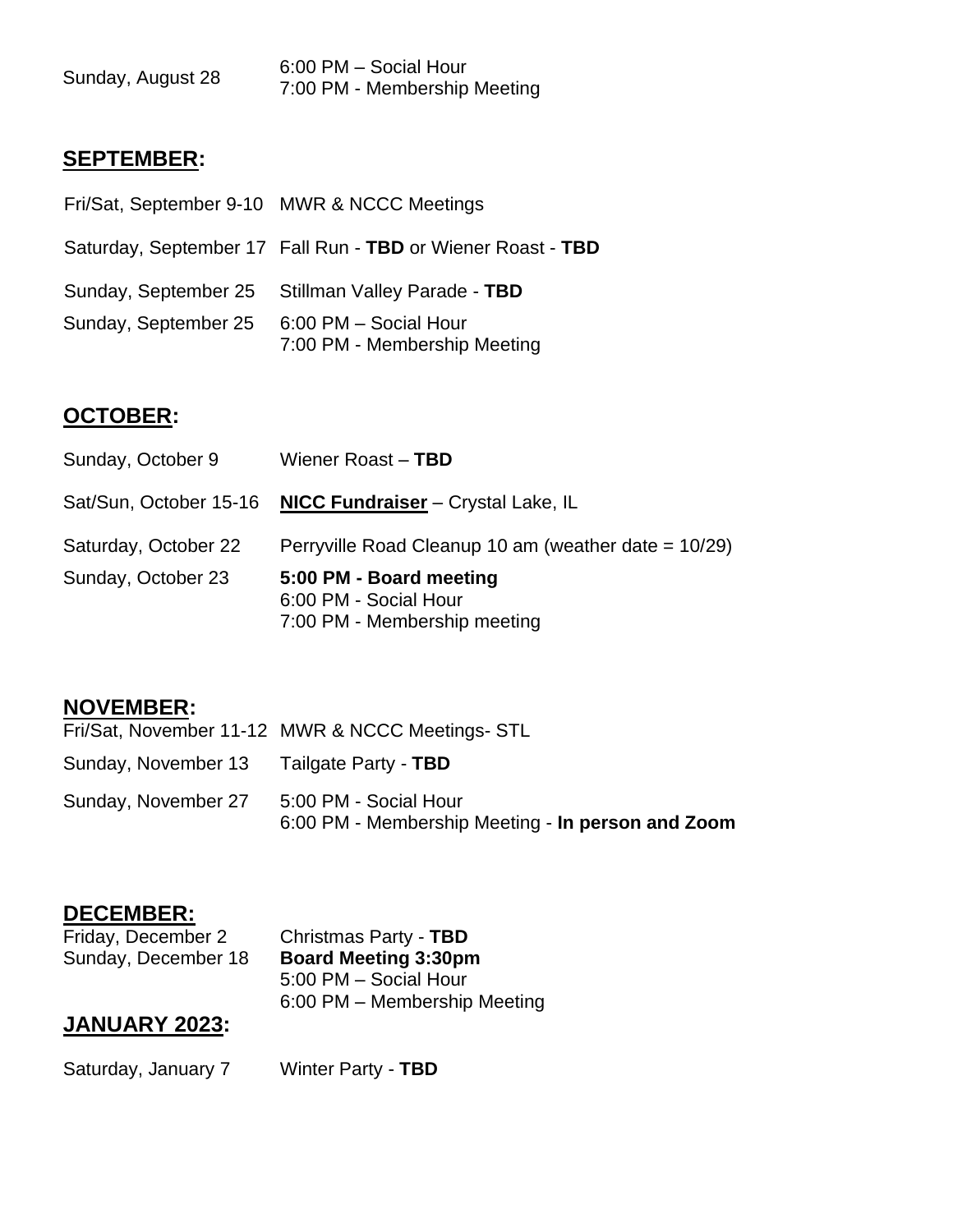| | |
|---|---|
| Sunday, August 28 | 6:00 PM – Social Hour<br>7:00 PM - Membership Meeting |

## SEPTEMBER:

| | |
|---|---|
| Fri/Sat, September 9-10 | MWR & NCCC Meetings |
| Saturday, September 17 | Fall Run - **TBD** or Wiener Roast - **TBD** |
| Sunday, September 25 | Stillman Valley Parade - **TBD** |
| Sunday, September 25 | 6:00 PM – Social Hour<br>7:00 PM - Membership Meeting |

## OCTOBER:

| | |
|---|---|
| Sunday, October 9 | Wiener Roast – **TBD** |
| Sat/Sun, October 15-16 | **NICC Fundraiser** – Crystal Lake, IL |
| Saturday, October 22 | Perryville Road Cleanup 10 am (weather date = 10/29) |
| Sunday, October 23 | **5:00 PM - Board meeting**<br>6:00 PM - Social Hour<br>7:00 PM - Membership meeting |

## NOVEMBER:

| | |
|---|---|
| Fri/Sat, November 11-12 | MWR & NCCC Meetings- STL |
| Sunday, November 13 | Tailgate Party - **TBD** |
| Sunday, November 27 | 5:00 PM - Social Hour<br>6:00 PM - Membership Meeting - **In person and Zoom** |

## DECEMBER:

| | |
|---|---|
| Friday, December 2 | Christmas Party - **TBD** |
| Sunday, December 18 | **Board Meeting 3:30pm**<br>5:00 PM – Social Hour<br>6:00 PM – Membership Meeting |

## JANUARY 2023:

| | |
|---|---|
| Saturday, January 7 | Winter Party - **TBD** |